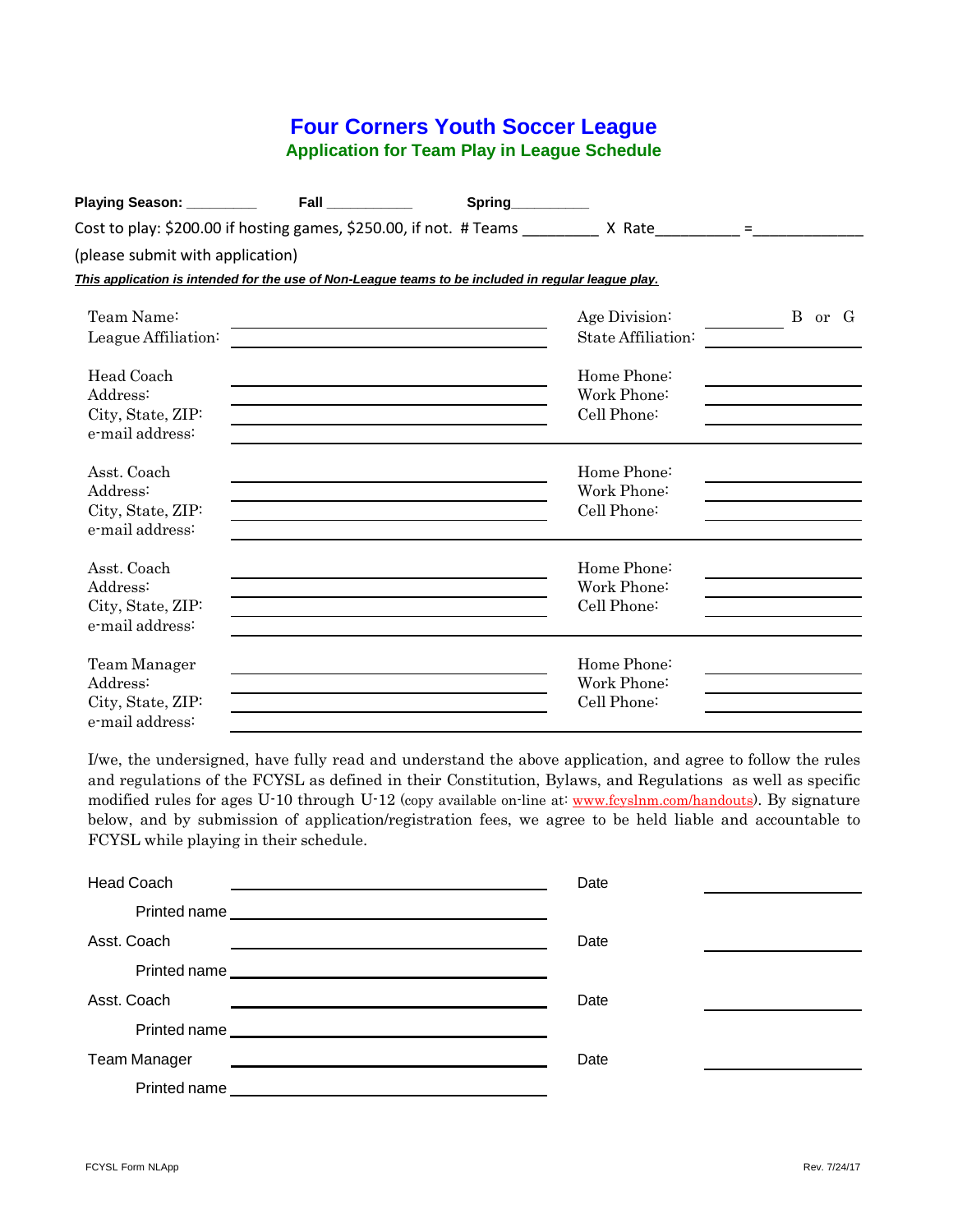# Four Corners Youth Soccer League

## Application for Team Play in League Schedule

**Playing Season:** _________ **Fall** ___________ **Spring**__________

Cost to play: $200.00 if hosting games, $250.00, if not. # Teams _________ X Rate__________ =_____________

(please submit with application)

***This application is intended for the use of Non-League teams to be included in regular league play.***

| | | | |
|---|---|---|---|
| Team Name: | | Age Division: | B or G |
| League Affiliation: | | State Affiliation: | |
| Head Coach | | Home Phone: | |
| Address: | | Work Phone: | |
| City, State, ZIP: | | Cell Phone: | |
| e-mail address: | | | |
| Asst. Coach | | Home Phone: | |
| Address: | | Work Phone: | |
| City, State, ZIP: | | Cell Phone: | |
| e-mail address: | | | |
| Asst. Coach | | Home Phone: | |
| Address: | | Work Phone: | |
| City, State, ZIP: | | Cell Phone: | |
| e-mail address: | | | |
| Team Manager | | Home Phone: | |
| Address: | | Work Phone: | |
| City, State, ZIP: | | Cell Phone: | |
| e-mail address: | | | |

I/we, the undersigned, have fully read and understand the above application, and agree to follow the rules and regulations of the FCYSL as defined in their Constitution, Bylaws, and Regulations as well as specific modified rules for ages U-10 through U-12 (copy available on-line at: www.fcyslnm.com/handouts). By signature below, and by submission of application/registration fees, we agree to be held liable and accountable to FCYSL while playing in their schedule.

Head Coach ______________________________ Date ____________

Printed name ______________________________

Asst. Coach ______________________________ Date ____________

Printed name ______________________________

Asst. Coach ______________________________ Date ____________

Printed name ______________________________

Team Manager ______________________________ Date ____________

Printed name ______________________________

FCYSL Form NLApp Rev. 7/24/17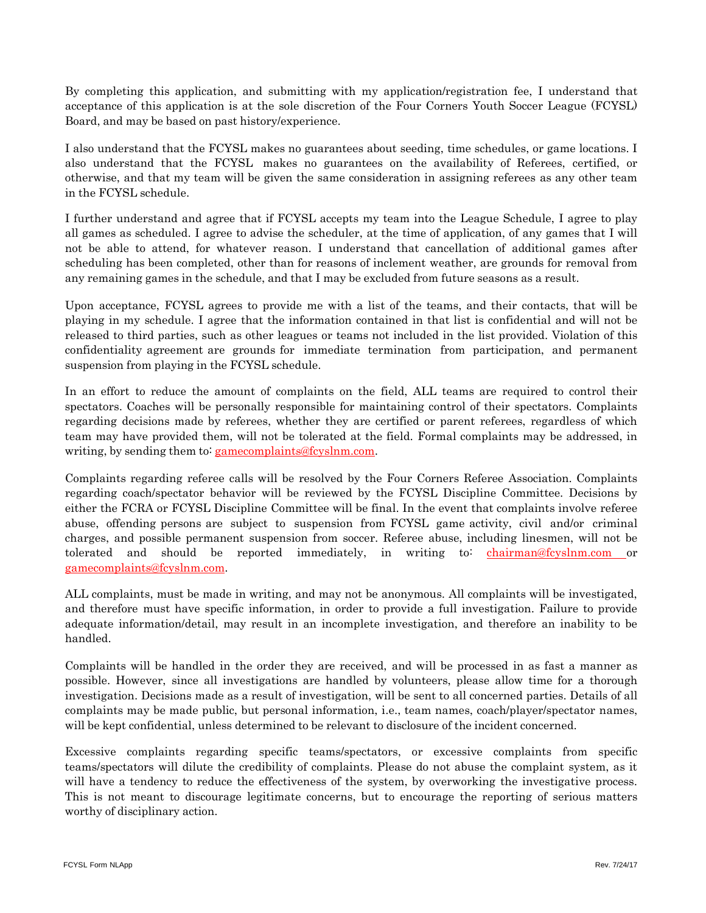By completing this application, and submitting with my application/registration fee, I understand that acceptance of this application is at the sole discretion of the Four Corners Youth Soccer League (FCYSL) Board, and may be based on past history/experience.

I also understand that the FCYSL makes no guarantees about seeding, time schedules, or game locations. I also understand that the FCYSL makes no guarantees on the availability of Referees, certified, or otherwise, and that my team will be given the same consideration in assigning referees as any other team in the FCYSL schedule.

I further understand and agree that if FCYSL accepts my team into the League Schedule, I agree to play all games as scheduled. I agree to advise the scheduler, at the time of application, of any games that I will not be able to attend, for whatever reason. I understand that cancellation of additional games after scheduling has been completed, other than for reasons of inclement weather, are grounds for removal from any remaining games in the schedule, and that I may be excluded from future seasons as a result.

Upon acceptance, FCYSL agrees to provide me with a list of the teams, and their contacts, that will be playing in my schedule. I agree that the information contained in that list is confidential and will not be released to third parties, such as other leagues or teams not included in the list provided. Violation of this confidentiality agreement are grounds for immediate termination from participation, and permanent suspension from playing in the FCYSL schedule.

In an effort to reduce the amount of complaints on the field, ALL teams are required to control their spectators. Coaches will be personally responsible for maintaining control of their spectators. Complaints regarding decisions made by referees, whether they are certified or parent referees, regardless of which team may have provided them, will not be tolerated at the field. Formal complaints may be addressed, in writing, by sending them to: gamecomplaints@fcyslnm.com.

Complaints regarding referee calls will be resolved by the Four Corners Referee Association. Complaints regarding coach/spectator behavior will be reviewed by the FCYSL Discipline Committee. Decisions by either the FCRA or FCYSL Discipline Committee will be final. In the event that complaints involve referee abuse, offending persons are subject to suspension from FCYSL game activity, civil and/or criminal charges, and possible permanent suspension from soccer. Referee abuse, including linesmen, will not be tolerated and should be reported immediately, in writing to: chairman@fcyslnm.com or gamecomplaints@fcyslnm.com.

ALL complaints, must be made in writing, and may not be anonymous. All complaints will be investigated, and therefore must have specific information, in order to provide a full investigation. Failure to provide adequate information/detail, may result in an incomplete investigation, and therefore an inability to be handled.

Complaints will be handled in the order they are received, and will be processed in as fast a manner as possible. However, since all investigations are handled by volunteers, please allow time for a thorough investigation. Decisions made as a result of investigation, will be sent to all concerned parties. Details of all complaints may be made public, but personal information, i.e., team names, coach/player/spectator names, will be kept confidential, unless determined to be relevant to disclosure of the incident concerned.

Excessive complaints regarding specific teams/spectators, or excessive complaints from specific teams/spectators will dilute the credibility of complaints. Please do not abuse the complaint system, as it will have a tendency to reduce the effectiveness of the system, by overworking the investigative process. This is not meant to discourage legitimate concerns, but to encourage the reporting of serious matters worthy of disciplinary action.

FCYSL Form NLApp Rev. 7/24/17